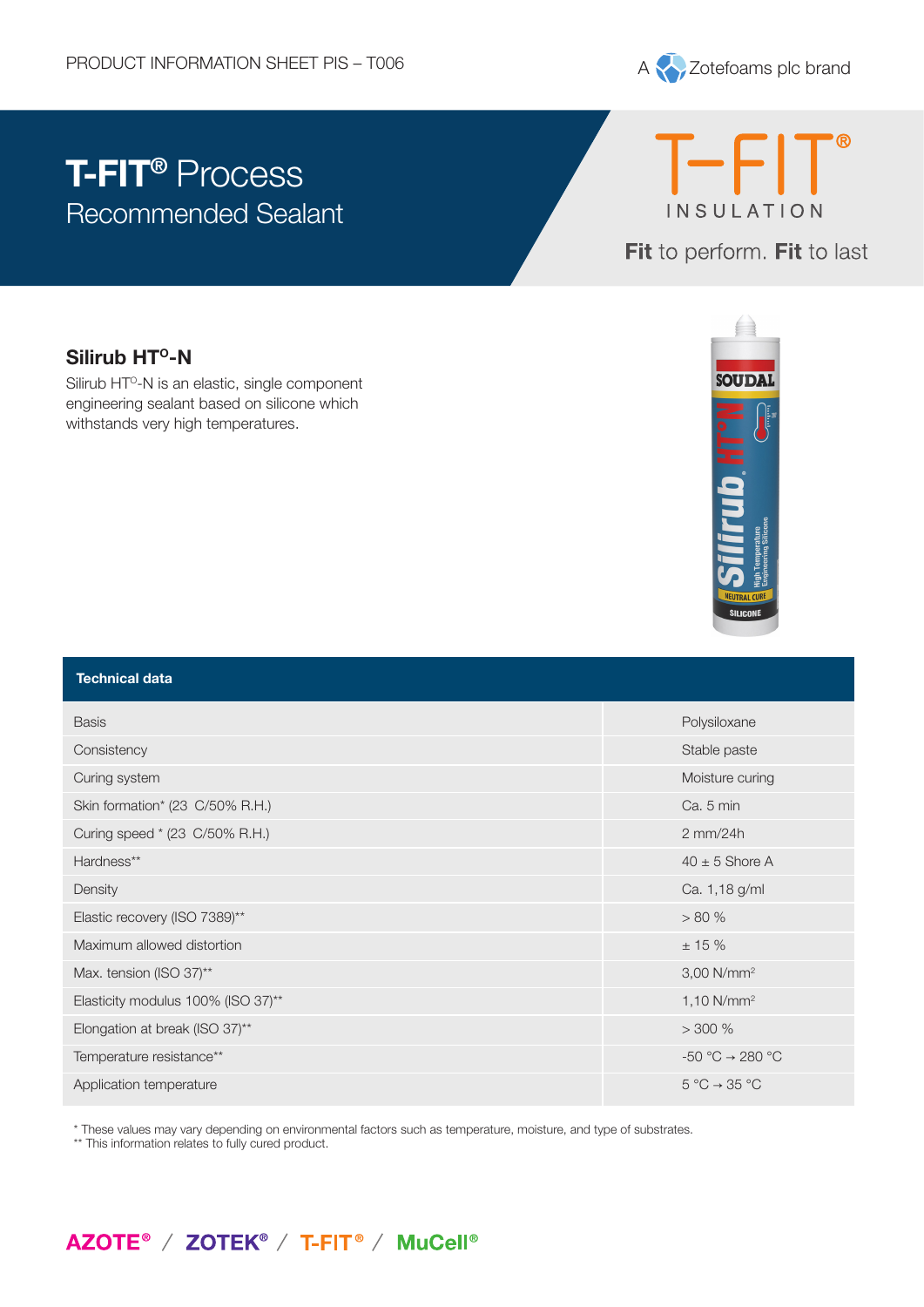PRODUCT INFORMATION SHEET PIS – T006

A Zotefoams plc brand

# T-FIT® Process
## Recommended Sealant

T-FIT® INSULATION

**Fit** to perform. **Fit** to last

### Silirub HT°-N

Silirub HT°-N is an elastic, single component engineering sealant based on silicone which withstands very high temperatures.

| Technical data | |
|---|---|
| Basis | Polysiloxane |
| Consistency | Stable paste |
| Curing system | Moisture curing |
| Skin formation* (23 C/50% R.H.) | Ca. 5 min |
| Curing speed * (23 C/50% R.H.) | 2 mm/24h |
| Hardness** | 40 ± 5 Shore A |
| Density | Ca. 1,18 g/ml |
| Elastic recovery (ISO 7389)** | > 80 % |
| Maximum allowed distortion | ± 15 % |
| Max. tension (ISO 37)** | 3,00 N/mm² |
| Elasticity modulus 100% (ISO 37)** | 1,10 N/mm² |
| Elongation at break (ISO 37)** | > 300 % |
| Temperature resistance** | -50 °C → 280 °C |
| Application temperature | 5 °C → 35 °C |

* These values may vary depending on environmental factors such as temperature, moisture, and type of substrates.
** This information relates to fully cured product.

AZOTE® / ZOTEK® / T-FIT® / MuCell®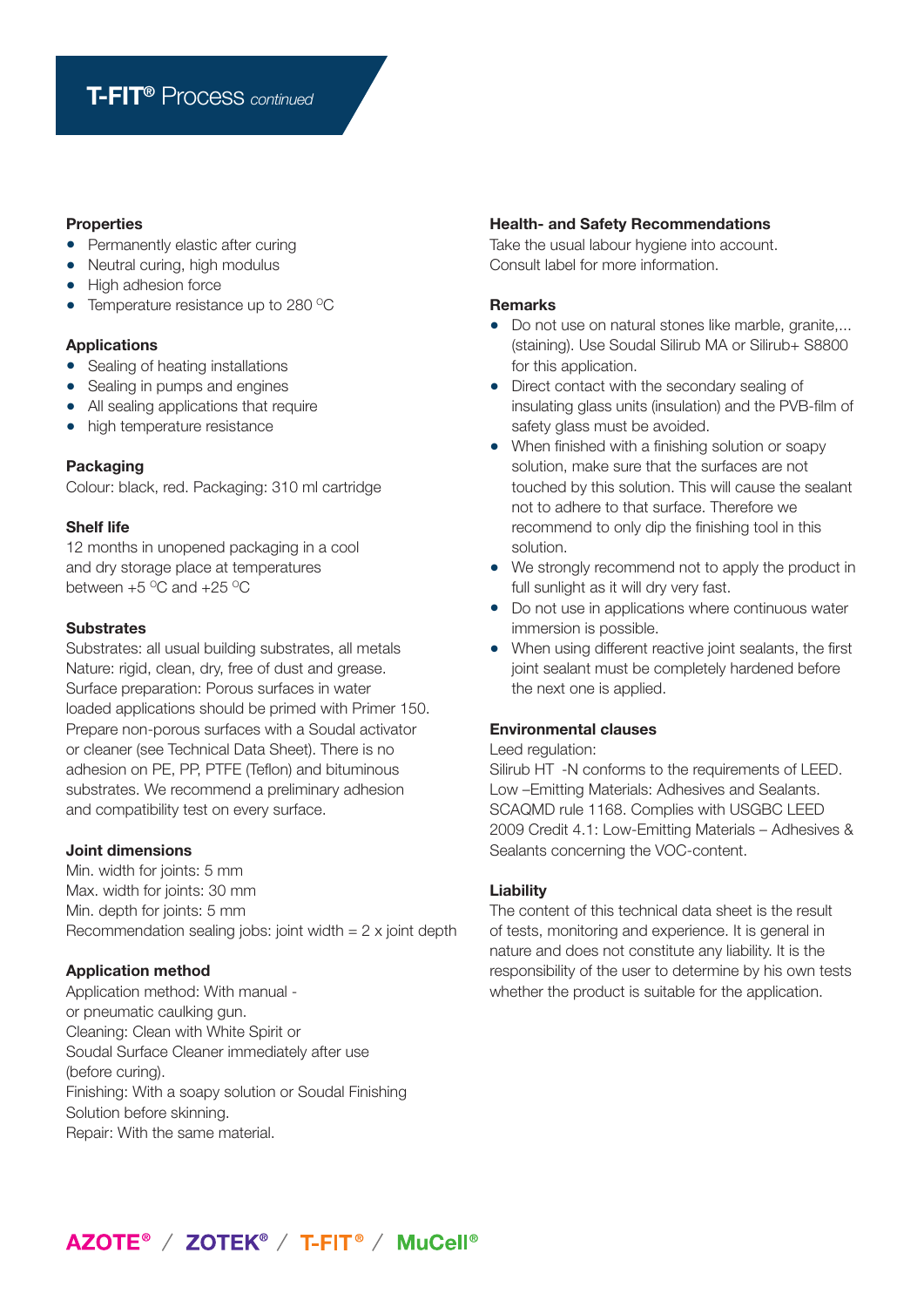# T-FIT® Process *continued*

### Properties

- Permanently elastic after curing
- Neutral curing, high modulus
- High adhesion force
- Temperature resistance up to 280 °C

### Applications

- Sealing of heating installations
- Sealing in pumps and engines
- All sealing applications that require
- high temperature resistance

### Packaging

Colour: black, red. Packaging: 310 ml cartridge

### Shelf life

12 months in unopened packaging in a cool and dry storage place at temperatures between +5 °C and +25 °C

### Substrates

Substrates: all usual building substrates, all metals
Nature: rigid, clean, dry, free of dust and grease.
Surface preparation: Porous surfaces in water loaded applications should be primed with Primer 150. Prepare non-porous surfaces with a Soudal activator or cleaner (see Technical Data Sheet). There is no adhesion on PE, PP, PTFE (Teflon) and bituminous substrates. We recommend a preliminary adhesion and compatibility test on every surface.

### Joint dimensions

Min. width for joints: 5 mm
Max. width for joints: 30 mm
Min. depth for joints: 5 mm
Recommendation sealing jobs: joint width = 2 x joint depth

### Application method

Application method: With manual - or pneumatic caulking gun.
Cleaning: Clean with White Spirit or Soudal Surface Cleaner immediately after use (before curing).
Finishing: With a soapy solution or Soudal Finishing Solution before skinning.
Repair: With the same material.

### Health- and Safety Recommendations

Take the usual labour hygiene into account.
Consult label for more information.

### Remarks

- Do not use on natural stones like marble, granite,... (staining). Use Soudal Silirub MA or Silirub+ S8800 for this application.
- Direct contact with the secondary sealing of insulating glass units (insulation) and the PVB-film of safety glass must be avoided.
- When finished with a finishing solution or soapy solution, make sure that the surfaces are not touched by this solution. This will cause the sealant not to adhere to that surface. Therefore we recommend to only dip the finishing tool in this solution.
- We strongly recommend not to apply the product in full sunlight as it will dry very fast.
- Do not use in applications where continuous water immersion is possible.
- When using different reactive joint sealants, the first joint sealant must be completely hardened before the next one is applied.

### Environmental clauses

Leed regulation:
Silirub HT -N conforms to the requirements of LEED. Low –Emitting Materials: Adhesives and Sealants. SCAQMD rule 1168. Complies with USGBC LEED 2009 Credit 4.1: Low-Emitting Materials – Adhesives & Sealants concerning the VOC-content.

### Liability

The content of this technical data sheet is the result of tests, monitoring and experience. It is general in nature and does not constitute any liability. It is the responsibility of the user to determine by his own tests whether the product is suitable for the application.

AZOTE® / ZOTEK® / T-FIT® / MuCell®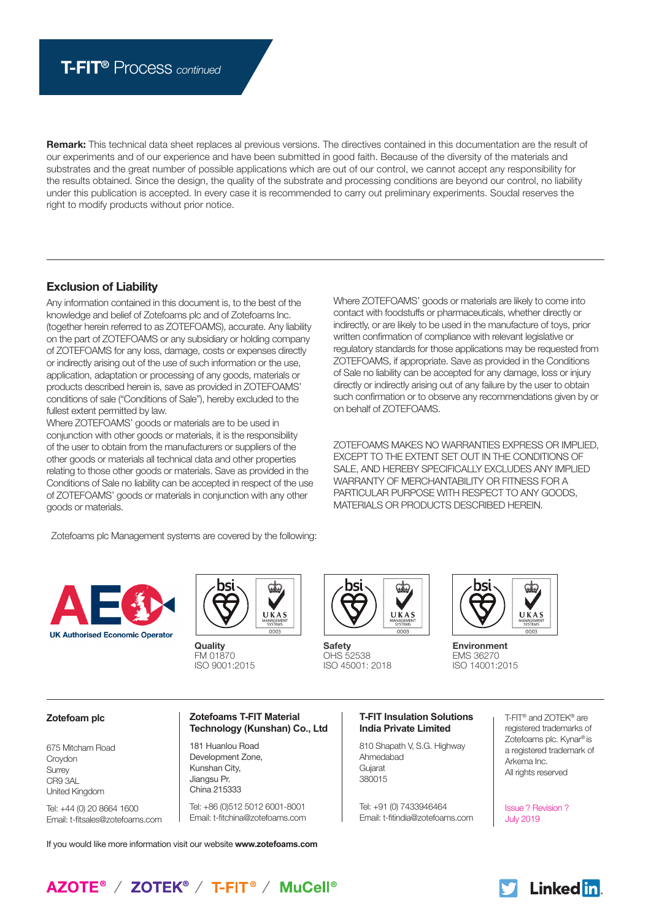## T-FIT® Process *continued*

**Remark:** This technical data sheet replaces al previous versions. The directives contained in this documentation are the result of our experiments and of our experience and have been submitted in good faith. Because of the diversity of the materials and substrates and the great number of possible applications which are out of our control, we cannot accept any responsibility for the results obtained. Since the design, the quality of the substrate and processing conditions are beyond our control, no liability under this publication is accepted. In every case it is recommended to carry out preliminary experiments. Soudal reserves the right to modify products without prior notice.

---

### Exclusion of Liability

Any information contained in this document is, to the best of the knowledge and belief of Zotefoams plc and of Zotefoams Inc. (together herein referred to as ZOTEFOAMS), accurate. Any liability on the part of ZOTEFOAMS or any subsidiary or holding company of ZOTEFOAMS for any loss, damage, costs or expenses directly or indirectly arising out of the use of such information or the use, application, adaptation or processing of any goods, materials or products described herein is, save as provided in ZOTEFOAMS' conditions of sale ("Conditions of Sale"), hereby excluded to the fullest extent permitted by law.

Where ZOTEFOAMS' goods or materials are to be used in conjunction with other goods or materials, it is the responsibility of the user to obtain from the manufacturers or suppliers of the other goods or materials all technical data and other properties relating to those other goods or materials. Save as provided in the Conditions of Sale no liability can be accepted in respect of the use of ZOTEFOAMS' goods or materials in conjunction with any other goods or materials.

Where ZOTEFOAMS' goods or materials are likely to come into contact with foodstuffs or pharmaceuticals, whether directly or indirectly, or are likely to be used in the manufacture of toys, prior written confirmation of compliance with relevant legislative or regulatory standards for those applications may be requested from ZOTEFOAMS, if appropriate. Save as provided in the Conditions of Sale no liability can be accepted for any damage, loss or injury directly or indirectly arising out of any failure by the user to obtain such confirmation or to observe any recommendations given by or on behalf of ZOTEFOAMS.

ZOTEFOAMS MAKES NO WARRANTIES EXPRESS OR IMPLIED, EXCEPT TO THE EXTENT SET OUT IN THE CONDITIONS OF SALE, AND HEREBY SPECIFICALLY EXCLUDES ANY IMPLIED WARRANTY OF MERCHANTABILITY OR FITNESS FOR A PARTICULAR PURPOSE WITH RESPECT TO ANY GOODS, MATERIALS OR PRODUCTS DESCRIBED HEREIN.

Zotefoams plc Management systems are covered by the following:

UK Authorised Economic Operator

**Quality**
FM 01870
ISO 9001:2015

**Safety**
OHS 52538
ISO 45001: 2018

**Environment**
EMS 36270
ISO 14001:2015

---

**Zotefoam plc**

675 Mitcham Road
Croydon
Surrey
CR9 3AL
United Kingdom

Tel: +44 (0) 20 8664 1600
Email: t-fitsales@zotefoams.com

**Zotefoams T-FIT Material Technology (Kunshan) Co., Ltd**

181 Huanlou Road
Development Zone,
Kunshan City,
Jiangsu Pr.
China 215333

Tel: +86 (0)512 5012 6001-8001
Email: t-fitchina@zotefoams.com

**T-FIT Insulation Solutions India Private Limited**

810 Shapath V, S.G. Highway
Ahmedabad
Gujarat
380015

Tel: +91 (0) 7433946464
Email: t-fitindia@zotefoams.com

T-FIT® and ZOTEK® are registered trademarks of Zotefoams plc. Kynar® is a registered trademark of Arkema Inc.
All rights reserved

Issue ? Revision ?
July 2019

If you would like more information visit our website **www.zotefoams.com**

AZOTE® / ZOTEK® / T-FIT® / MuCell®